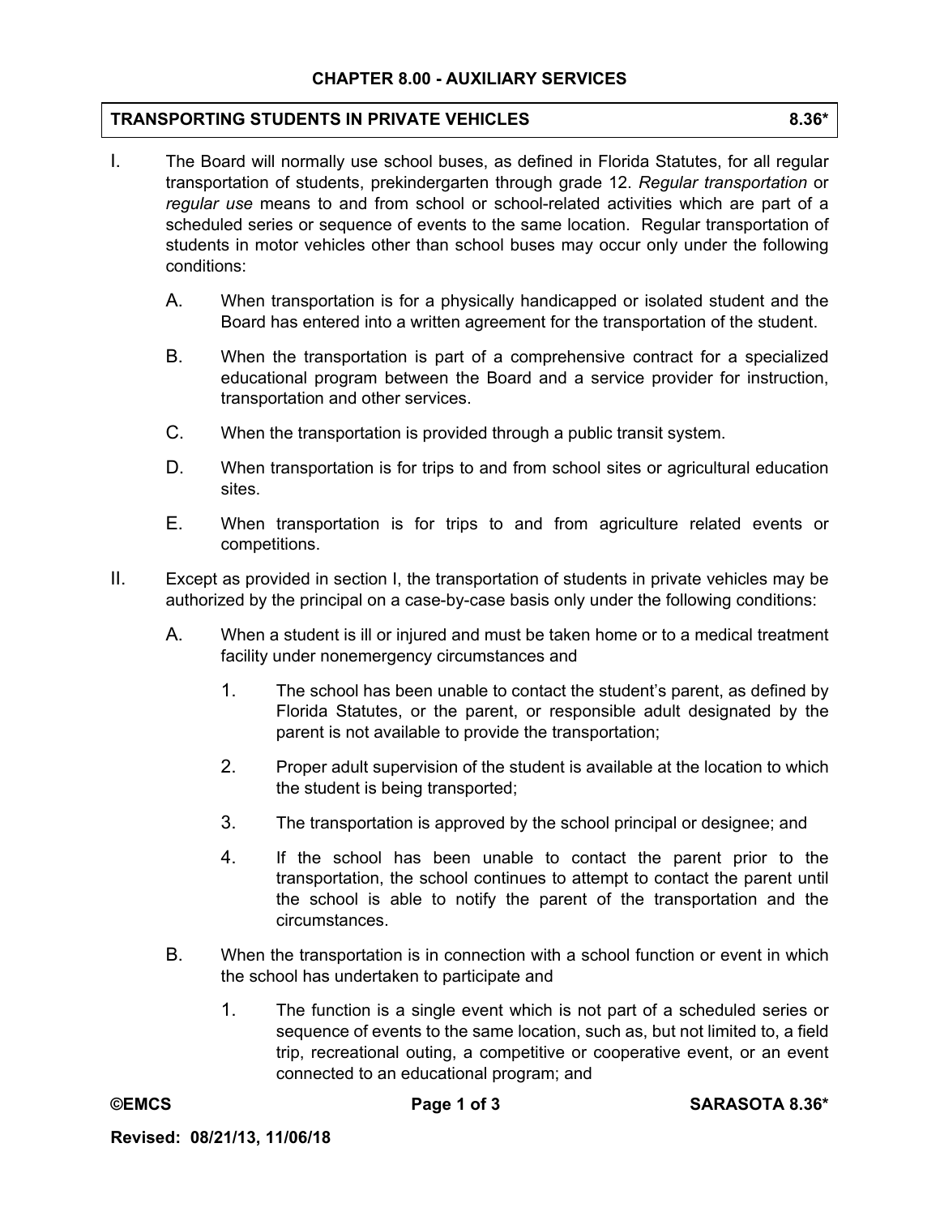## CHAPTER 8.00 - AUXILIARY SERVICES

### TRANSPORTING STUDENTS IN PRIVATE VEHICLES 8.36*

I. The Board will normally use school buses, as defined in Florida Statutes, for all regular transportation of students, prekindergarten through grade 12. *Regular transportation* or *regular use* means to and from school or school-related activities which are part of a scheduled series or sequence of events to the same location. Regular transportation of students in motor vehicles other than school buses may occur only under the following conditions:

   A. When transportation is for a physically handicapped or isolated student and the Board has entered into a written agreement for the transportation of the student.

   B. When the transportation is part of a comprehensive contract for a specialized educational program between the Board and a service provider for instruction, transportation and other services.

   C. When the transportation is provided through a public transit system.

   D. When transportation is for trips to and from school sites or agricultural education sites.

   E. When transportation is for trips to and from agriculture related events or competitions.

II. Except as provided in section I, the transportation of students in private vehicles may be authorized by the principal on a case-by-case basis only under the following conditions:

   A. When a student is ill or injured and must be taken home or to a medical treatment facility under nonemergency circumstances and

      1. The school has been unable to contact the student's parent, as defined by Florida Statutes, or the parent, or responsible adult designated by the parent is not available to provide the transportation;

      2. Proper adult supervision of the student is available at the location to which the student is being transported;

      3. The transportation is approved by the school principal or designee; and

      4. If the school has been unable to contact the parent prior to the transportation, the school continues to attempt to contact the parent until the school is able to notify the parent of the transportation and the circumstances.

   B. When the transportation is in connection with a school function or event in which the school has undertaken to participate and

      1. The function is a single event which is not part of a scheduled series or sequence of events to the same location, such as, but not limited to, a field trip, recreational outing, a competitive or cooperative event, or an event connected to an educational program; and

Revised: 08/21/13, 11/06/18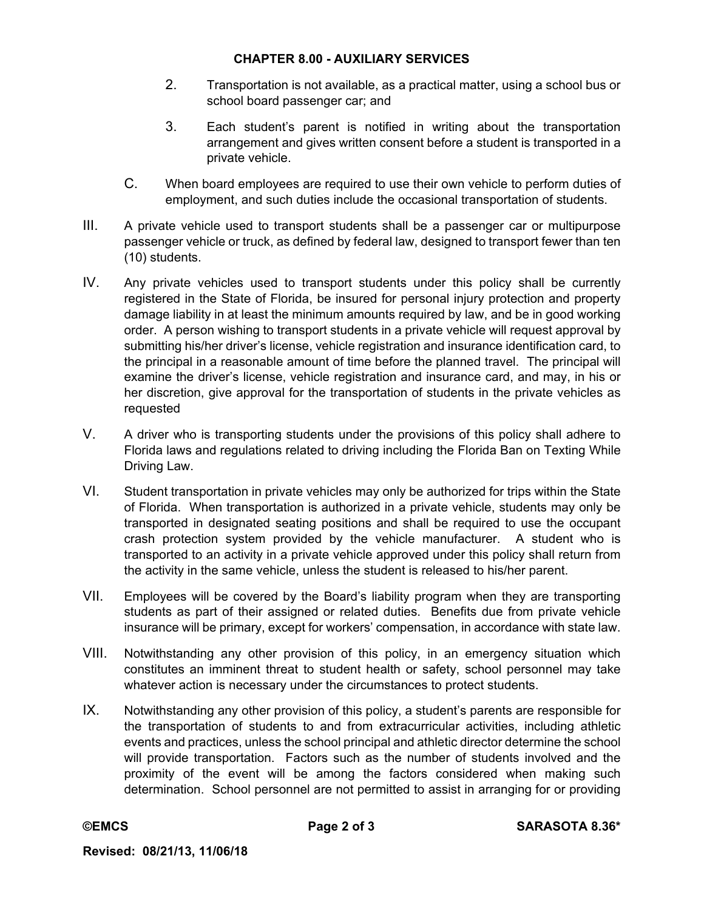2. Transportation is not available, as a practical matter, using a school bus or school board passenger car; and

3. Each student's parent is notified in writing about the transportation arrangement and gives written consent before a student is transported in a private vehicle.

C. When board employees are required to use their own vehicle to perform duties of employment, and such duties include the occasional transportation of students.

III. A private vehicle used to transport students shall be a passenger car or multipurpose passenger vehicle or truck, as defined by federal law, designed to transport fewer than ten (10) students.

IV. Any private vehicles used to transport students under this policy shall be currently registered in the State of Florida, be insured for personal injury protection and property damage liability in at least the minimum amounts required by law, and be in good working order. A person wishing to transport students in a private vehicle will request approval by submitting his/her driver's license, vehicle registration and insurance identification card, to the principal in a reasonable amount of time before the planned travel. The principal will examine the driver's license, vehicle registration and insurance card, and may, in his or her discretion, give approval for the transportation of students in the private vehicles as requested

V. A driver who is transporting students under the provisions of this policy shall adhere to Florida laws and regulations related to driving including the Florida Ban on Texting While Driving Law.

VI. Student transportation in private vehicles may only be authorized for trips within the State of Florida. When transportation is authorized in a private vehicle, students may only be transported in designated seating positions and shall be required to use the occupant crash protection system provided by the vehicle manufacturer. A student who is transported to an activity in a private vehicle approved under this policy shall return from the activity in the same vehicle, unless the student is released to his/her parent.

VII. Employees will be covered by the Board's liability program when they are transporting students as part of their assigned or related duties. Benefits due from private vehicle insurance will be primary, except for workers' compensation, in accordance with state law.

VIII. Notwithstanding any other provision of this policy, in an emergency situation which constitutes an imminent threat to student health or safety, school personnel may take whatever action is necessary under the circumstances to protect students.

IX. Notwithstanding any other provision of this policy, a student's parents are responsible for the transportation of students to and from extracurricular activities, including athletic events and practices, unless the school principal and athletic director determine the school will provide transportation. Factors such as the number of students involved and the proximity of the event will be among the factors considered when making such determination. School personnel are not permitted to assist in arranging for or providing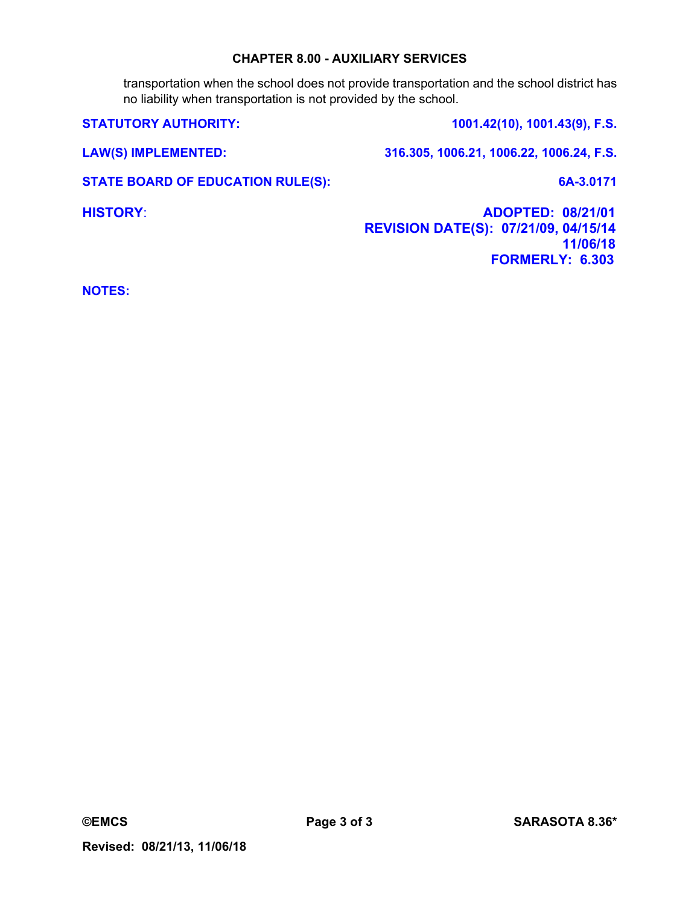transportation when the school does not provide transportation and the school district has no liability when transportation is not provided by the school.

**STATUTORY AUTHORITY:** **1001.42(10), 1001.43(9), F.S.**

**LAW(S) IMPLEMENTED:** **316.305, 1006.21, 1006.22, 1006.24, F.S.**

**STATE BOARD OF EDUCATION RULE(S):** **6A-3.0171**

**HISTORY:**
**ADOPTED: 08/21/01**
**REVISION DATE(S): 07/21/09, 04/15/14, 11/06/18**
**FORMERLY: 6.303**

**NOTES:**